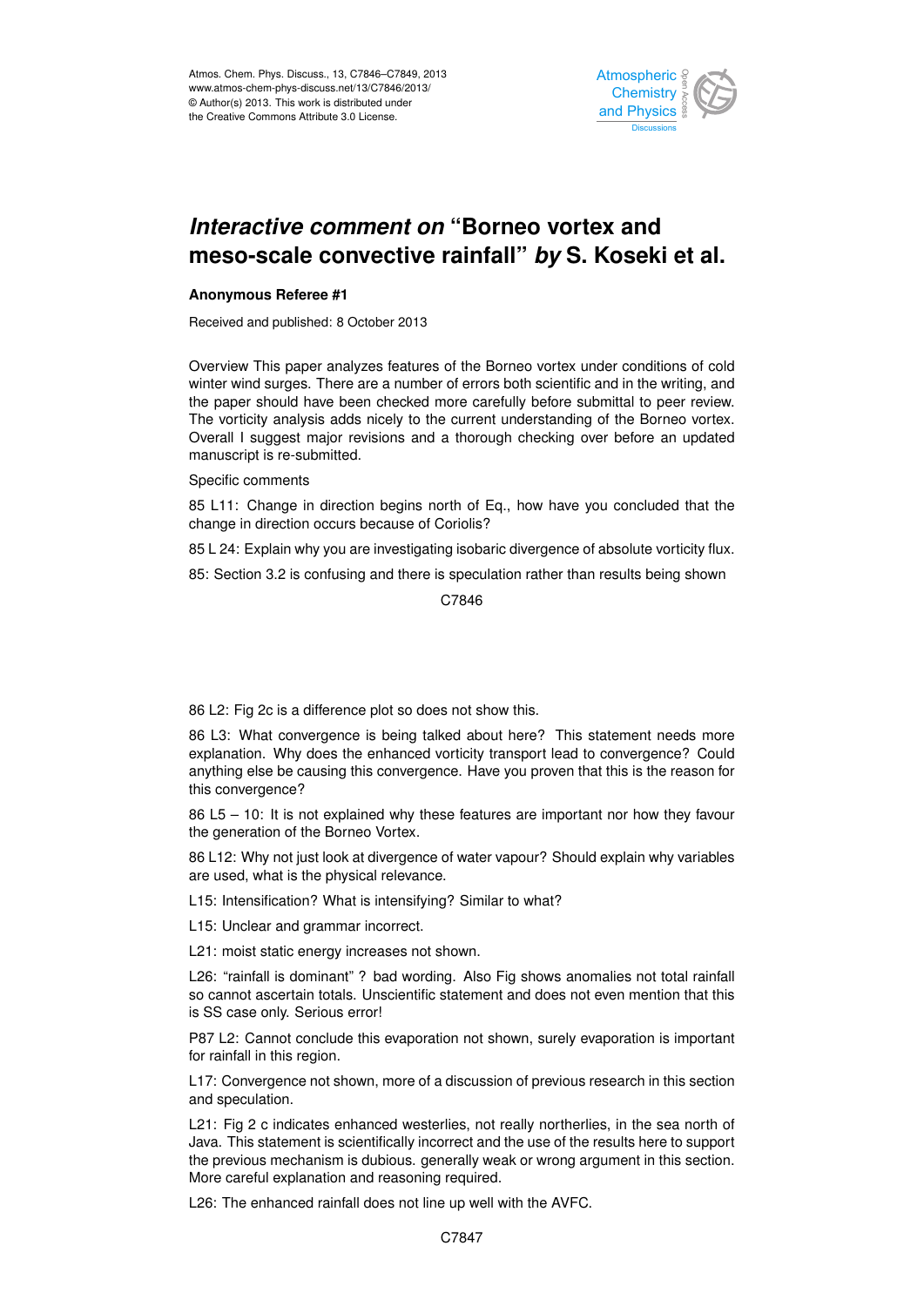# *Interactive comment on* "Borneo vortex and meso-scale convective rainfall" *by* S. Koseki et al.

**Anonymous Referee #1**

Received and published: 8 October 2013

Overview This paper analyzes features of the Borneo vortex under conditions of cold winter wind surges. There are a number of errors both scientific and in the writing, and the paper should have been checked more carefully before submittal to peer review. The vorticity analysis adds nicely to the current understanding of the Borneo vortex. Overall I suggest major revisions and a thorough checking over before an updated manuscript is re-submitted.

Specific comments

85 L11: Change in direction begins north of Eq., how have you concluded that the change in direction occurs because of Coriolis?

85 L 24: Explain why you are investigating isobaric divergence of absolute vorticity flux.

85: Section 3.2 is confusing and there is speculation rather than results being shown

86 L2: Fig 2c is a difference plot so does not show this.

86 L3: What convergence is being talked about here? This statement needs more explanation. Why does the enhanced vorticity transport lead to convergence? Could anything else be causing this convergence. Have you proven that this is the reason for this convergence?

86 L5 – 10: It is not explained why these features are important nor how they favour the generation of the Borneo Vortex.

86 L12: Why not just look at divergence of water vapour? Should explain why variables are used, what is the physical relevance.

L15: Intensification? What is intensifying? Similar to what?

L15: Unclear and grammar incorrect.

L21: moist static energy increases not shown.

L26: "rainfall is dominant" ? bad wording. Also Fig shows anomalies not total rainfall so cannot ascertain totals. Unscientific statement and does not even mention that this is SS case only. Serious error!

P87 L2: Cannot conclude this evaporation not shown, surely evaporation is important for rainfall in this region.

L17: Convergence not shown, more of a discussion of previous research in this section and speculation.

L21: Fig 2 c indicates enhanced westerlies, not really northerlies, in the sea north of Java. This statement is scientifically incorrect and the use of the results here to support the previous mechanism is dubious. generally weak or wrong argument in this section. More careful explanation and reasoning required.

L26: The enhanced rainfall does not line up well with the AVFC.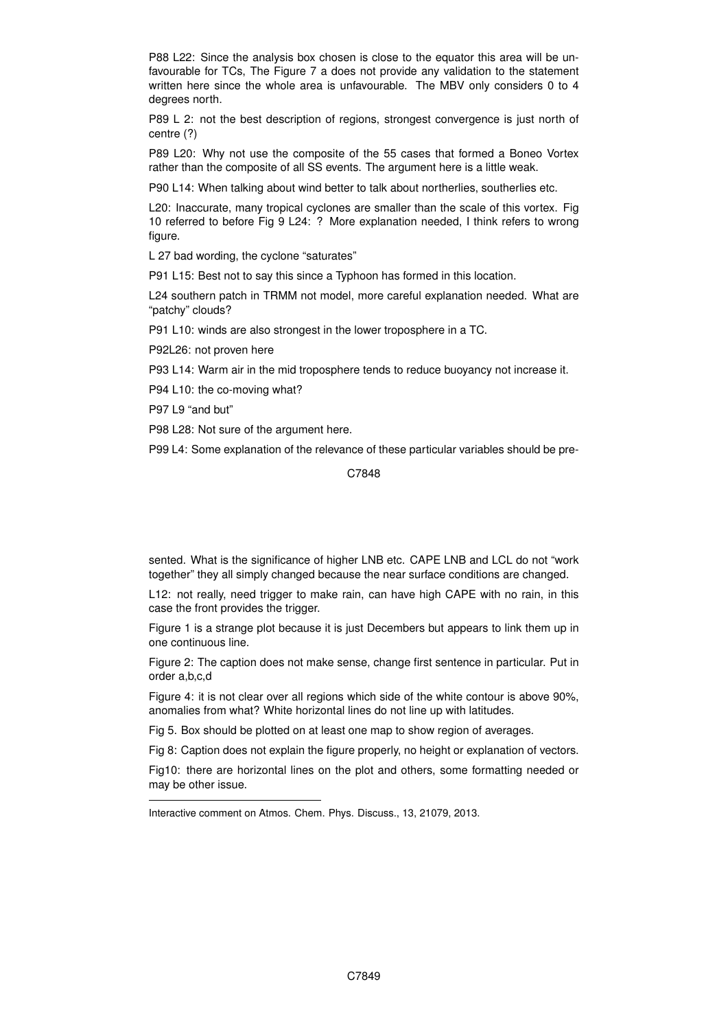P88 L22: Since the analysis box chosen is close to the equator this area will be unfavourable for TCs, The Figure 7 a does not provide any validation to the statement written here since the whole area is unfavourable. The MBV only considers 0 to 4 degrees north.

P89 L 2: not the best description of regions, strongest convergence is just north of centre (?)

P89 L20: Why not use the composite of the 55 cases that formed a Boneo Vortex rather than the composite of all SS events. The argument here is a little weak.

P90 L14: When talking about wind better to talk about northerlies, southerlies etc.

L20: Inaccurate, many tropical cyclones are smaller than the scale of this vortex. Fig 10 referred to before Fig 9 L24: ? More explanation needed, I think refers to wrong figure.

L 27 bad wording, the cyclone "saturates"

P91 L15: Best not to say this since a Typhoon has formed in this location.

L24 southern patch in TRMM not model, more careful explanation needed. What are "patchy" clouds?

P91 L10: winds are also strongest in the lower troposphere in a TC.

P92L26: not proven here

P93 L14: Warm air in the mid troposphere tends to reduce buoyancy not increase it.

P94 L10: the co-moving what?

P97 L9 "and but"

P98 L28: Not sure of the argument here.

P99 L4: Some explanation of the relevance of these particular variables should be presented. What is the significance of higher LNB etc. CAPE LNB and LCL do not "work together" they all simply changed because the near surface conditions are changed.

L12: not really, need trigger to make rain, can have high CAPE with no rain, in this case the front provides the trigger.

Figure 1 is a strange plot because it is just Decembers but appears to link them up in one continuous line.

Figure 2: The caption does not make sense, change first sentence in particular. Put in order a,b,c,d

Figure 4: it is not clear over all regions which side of the white contour is above 90%, anomalies from what? White horizontal lines do not line up with latitudes.

Fig 5. Box should be plotted on at least one map to show region of averages.

Fig 8: Caption does not explain the figure properly, no height or explanation of vectors.

Fig10: there are horizontal lines on the plot and others, some formatting needed or may be other issue.

---

Interactive comment on Atmos. Chem. Phys. Discuss., 13, 21079, 2013.